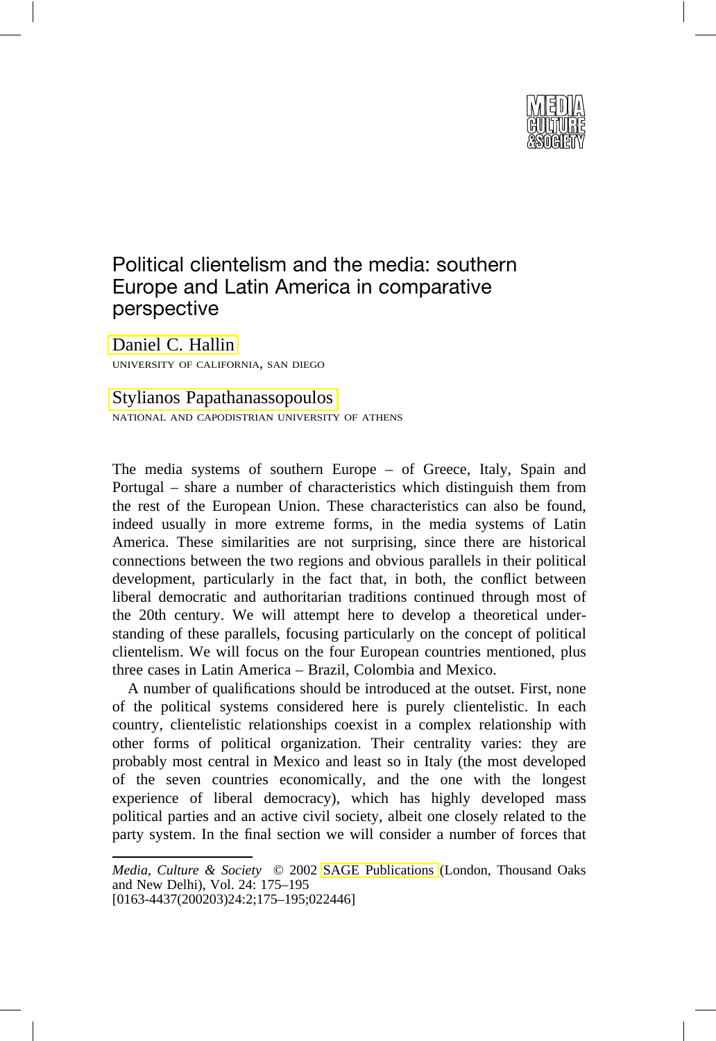# Political clientelism and the media: southern Europe and Latin America in comparative perspective

Daniel C. Hallin
UNIVERSITY OF CALIFORNIA, SAN DIEGO

Stylianos Papathanassopoulos
NATIONAL AND CAPODISTRIAN UNIVERSITY OF ATHENS

The media systems of southern Europe – of Greece, Italy, Spain and Portugal – share a number of characteristics which distinguish them from the rest of the European Union. These characteristics can also be found, indeed usually in more extreme forms, in the media systems of Latin America. These similarities are not surprising, since there are historical connections between the two regions and obvious parallels in their political development, particularly in the fact that, in both, the conflict between liberal democratic and authoritarian traditions continued through most of the 20th century. We will attempt here to develop a theoretical understanding of these parallels, focusing particularly on the concept of political clientelism. We will focus on the four European countries mentioned, plus three cases in Latin America – Brazil, Colombia and Mexico.

A number of qualifications should be introduced at the outset. First, none of the political systems considered here is purely clientelistic. In each country, clientelistic relationships coexist in a complex relationship with other forms of political organization. Their centrality varies: they are probably most central in Mexico and least so in Italy (the most developed of the seven countries economically, and the one with the longest experience of liberal democracy), which has highly developed mass political parties and an active civil society, albeit one closely related to the party system. In the final section we will consider a number of forces that

*Media, Culture & Society* © 2002 SAGE Publications (London, Thousand Oaks and New Delhi), Vol. 24: 175–195
[0163-4437(200203)24:2;175–195;022446]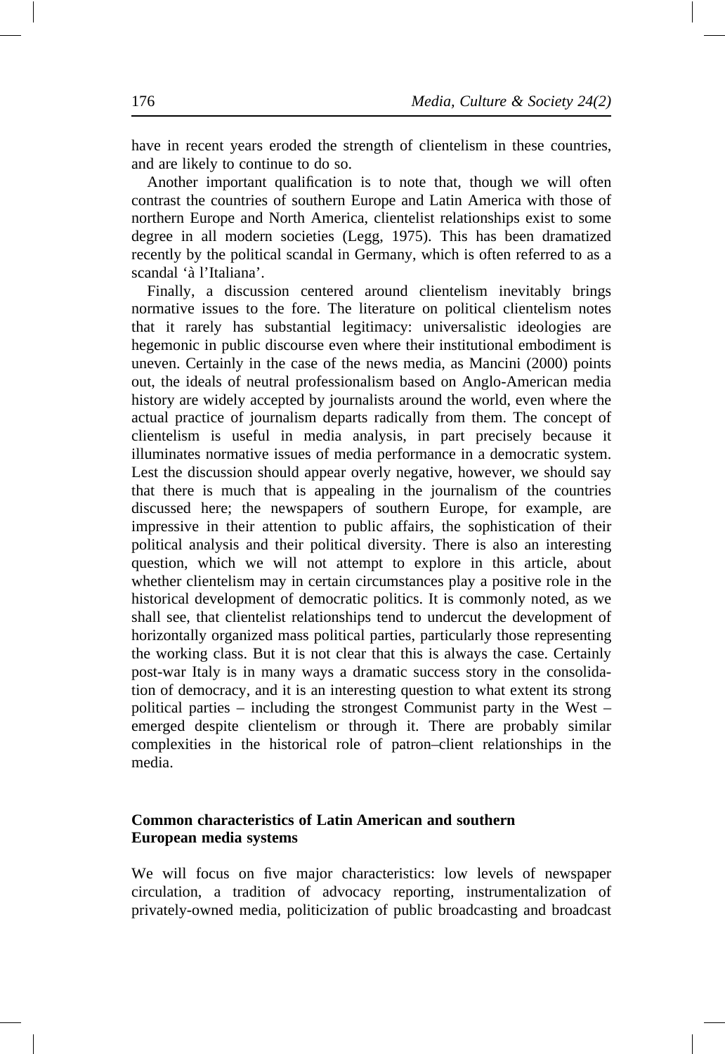have in recent years eroded the strength of clientelism in these countries, and are likely to continue to do so.

Another important qualification is to note that, though we will often contrast the countries of southern Europe and Latin America with those of northern Europe and North America, clientelist relationships exist to some degree in all modern societies (Legg, 1975). This has been dramatized recently by the political scandal in Germany, which is often referred to as a scandal 'à l'Italiana'.

Finally, a discussion centered around clientelism inevitably brings normative issues to the fore. The literature on political clientelism notes that it rarely has substantial legitimacy: universalistic ideologies are hegemonic in public discourse even where their institutional embodiment is uneven. Certainly in the case of the news media, as Mancini (2000) points out, the ideals of neutral professionalism based on Anglo-American media history are widely accepted by journalists around the world, even where the actual practice of journalism departs radically from them. The concept of clientelism is useful in media analysis, in part precisely because it illuminates normative issues of media performance in a democratic system. Lest the discussion should appear overly negative, however, we should say that there is much that is appealing in the journalism of the countries discussed here; the newspapers of southern Europe, for example, are impressive in their attention to public affairs, the sophistication of their political analysis and their political diversity. There is also an interesting question, which we will not attempt to explore in this article, about whether clientelism may in certain circumstances play a positive role in the historical development of democratic politics. It is commonly noted, as we shall see, that clientelist relationships tend to undercut the development of horizontally organized mass political parties, particularly those representing the working class. But it is not clear that this is always the case. Certainly post-war Italy is in many ways a dramatic success story in the consolidation of democracy, and it is an interesting question to what extent its strong political parties – including the strongest Communist party in the West – emerged despite clientelism or through it. There are probably similar complexities in the historical role of patron–client relationships in the media.

### Common characteristics of Latin American and southern European media systems

We will focus on five major characteristics: low levels of newspaper circulation, a tradition of advocacy reporting, instrumentalization of privately-owned media, politicization of public broadcasting and broadcast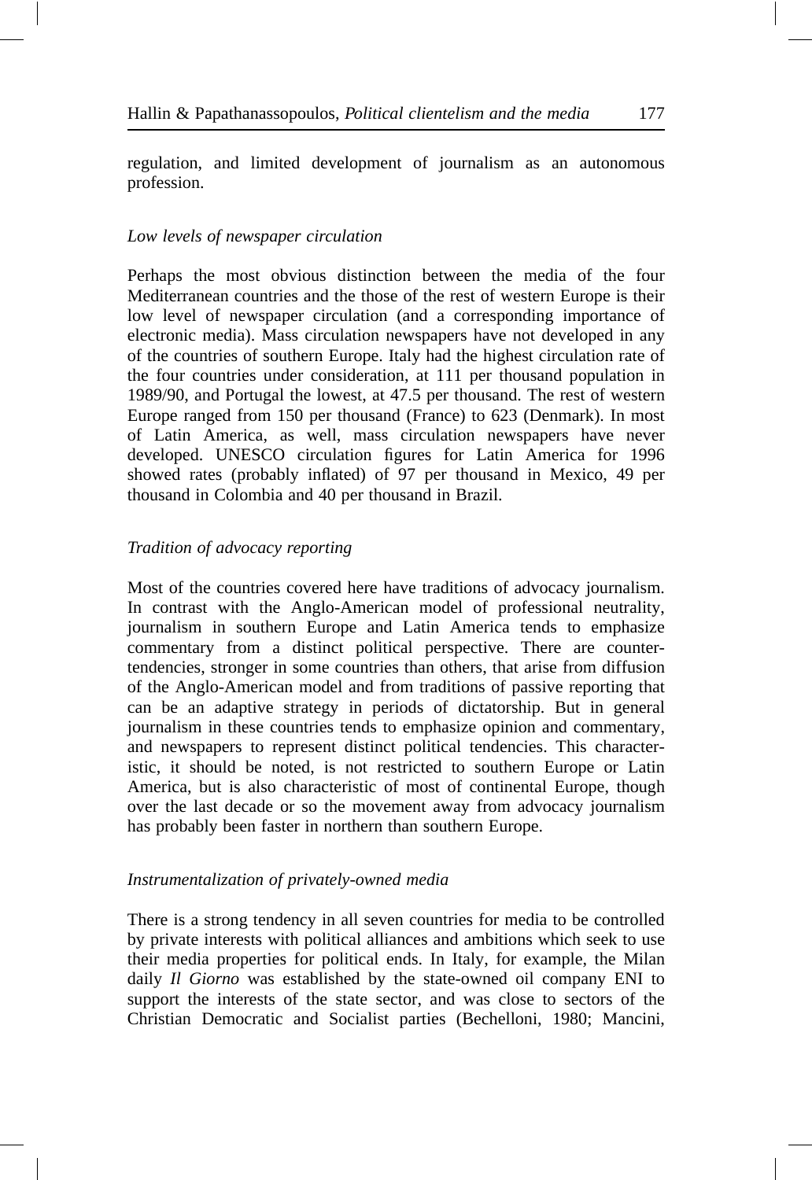regulation, and limited development of journalism as an autonomous profession.

*Low levels of newspaper circulation*

Perhaps the most obvious distinction between the media of the four Mediterranean countries and the those of the rest of western Europe is their low level of newspaper circulation (and a corresponding importance of electronic media). Mass circulation newspapers have not developed in any of the countries of southern Europe. Italy had the highest circulation rate of the four countries under consideration, at 111 per thousand population in 1989/90, and Portugal the lowest, at 47.5 per thousand. The rest of western Europe ranged from 150 per thousand (France) to 623 (Denmark). In most of Latin America, as well, mass circulation newspapers have never developed. UNESCO circulation figures for Latin America for 1996 showed rates (probably inflated) of 97 per thousand in Mexico, 49 per thousand in Colombia and 40 per thousand in Brazil.

*Tradition of advocacy reporting*

Most of the countries covered here have traditions of advocacy journalism. In contrast with the Anglo-American model of professional neutrality, journalism in southern Europe and Latin America tends to emphasize commentary from a distinct political perspective. There are counter-tendencies, stronger in some countries than others, that arise from diffusion of the Anglo-American model and from traditions of passive reporting that can be an adaptive strategy in periods of dictatorship. But in general journalism in these countries tends to emphasize opinion and commentary, and newspapers to represent distinct political tendencies. This characteristic, it should be noted, is not restricted to southern Europe or Latin America, but is also characteristic of most of continental Europe, though over the last decade or so the movement away from advocacy journalism has probably been faster in northern than southern Europe.

*Instrumentalization of privately-owned media*

There is a strong tendency in all seven countries for media to be controlled by private interests with political alliances and ambitions which seek to use their media properties for political ends. In Italy, for example, the Milan daily *Il Giorno* was established by the state-owned oil company ENI to support the interests of the state sector, and was close to sectors of the Christian Democratic and Socialist parties (Bechelloni, 1980; Mancini,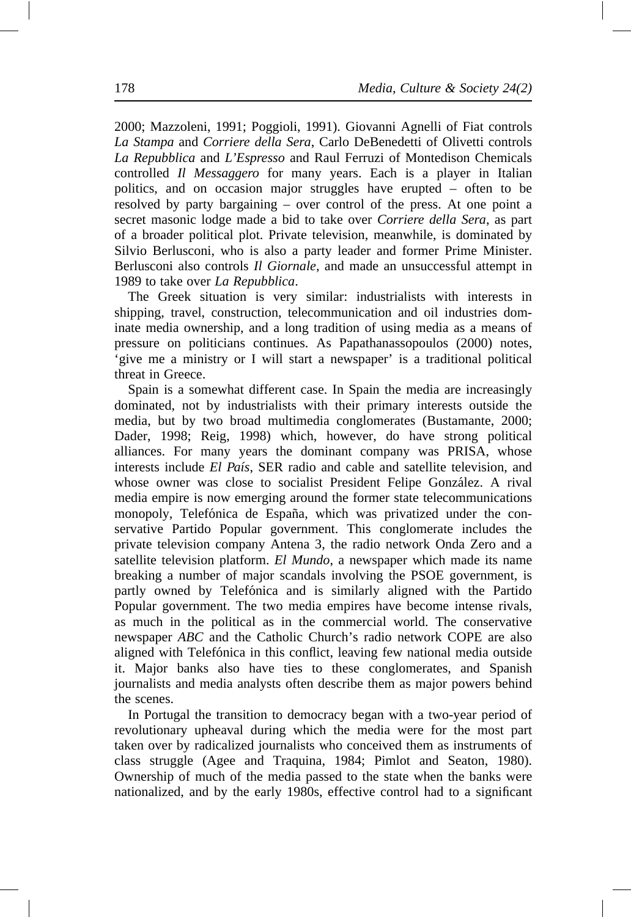2000; Mazzoleni, 1991; Poggioli, 1991). Giovanni Agnelli of Fiat controls *La Stampa* and *Corriere della Sera*, Carlo DeBenedetti of Olivetti controls *La Repubblica* and *L'Espresso* and Raul Ferruzi of Montedison Chemicals controlled *Il Messaggero* for many years. Each is a player in Italian politics, and on occasion major struggles have erupted – often to be resolved by party bargaining – over control of the press. At one point a secret masonic lodge made a bid to take over *Corriere della Sera*, as part of a broader political plot. Private television, meanwhile, is dominated by Silvio Berlusconi, who is also a party leader and former Prime Minister. Berlusconi also controls *Il Giornale*, and made an unsuccessful attempt in 1989 to take over *La Repubblica*.

The Greek situation is very similar: industrialists with interests in shipping, travel, construction, telecommunication and oil industries dominate media ownership, and a long tradition of using media as a means of pressure on politicians continues. As Papathanassopoulos (2000) notes, 'give me a ministry or I will start a newspaper' is a traditional political threat in Greece.

Spain is a somewhat different case. In Spain the media are increasingly dominated, not by industrialists with their primary interests outside the media, but by two broad multimedia conglomerates (Bustamante, 2000; Dader, 1998; Reig, 1998) which, however, do have strong political alliances. For many years the dominant company was PRISA, whose interests include *El País*, SER radio and cable and satellite television, and whose owner was close to socialist President Felipe González. A rival media empire is now emerging around the former state telecommunications monopoly, Telefónica de España, which was privatized under the conservative Partido Popular government. This conglomerate includes the private television company Antena 3, the radio network Onda Zero and a satellite television platform. *El Mundo*, a newspaper which made its name breaking a number of major scandals involving the PSOE government, is partly owned by Telefónica and is similarly aligned with the Partido Popular government. The two media empires have become intense rivals, as much in the political as in the commercial world. The conservative newspaper *ABC* and the Catholic Church's radio network COPE are also aligned with Telefónica in this conflict, leaving few national media outside it. Major banks also have ties to these conglomerates, and Spanish journalists and media analysts often describe them as major powers behind the scenes.

In Portugal the transition to democracy began with a two-year period of revolutionary upheaval during which the media were for the most part taken over by radicalized journalists who conceived them as instruments of class struggle (Agee and Traquina, 1984; Pimlot and Seaton, 1980). Ownership of much of the media passed to the state when the banks were nationalized, and by the early 1980s, effective control had to a significant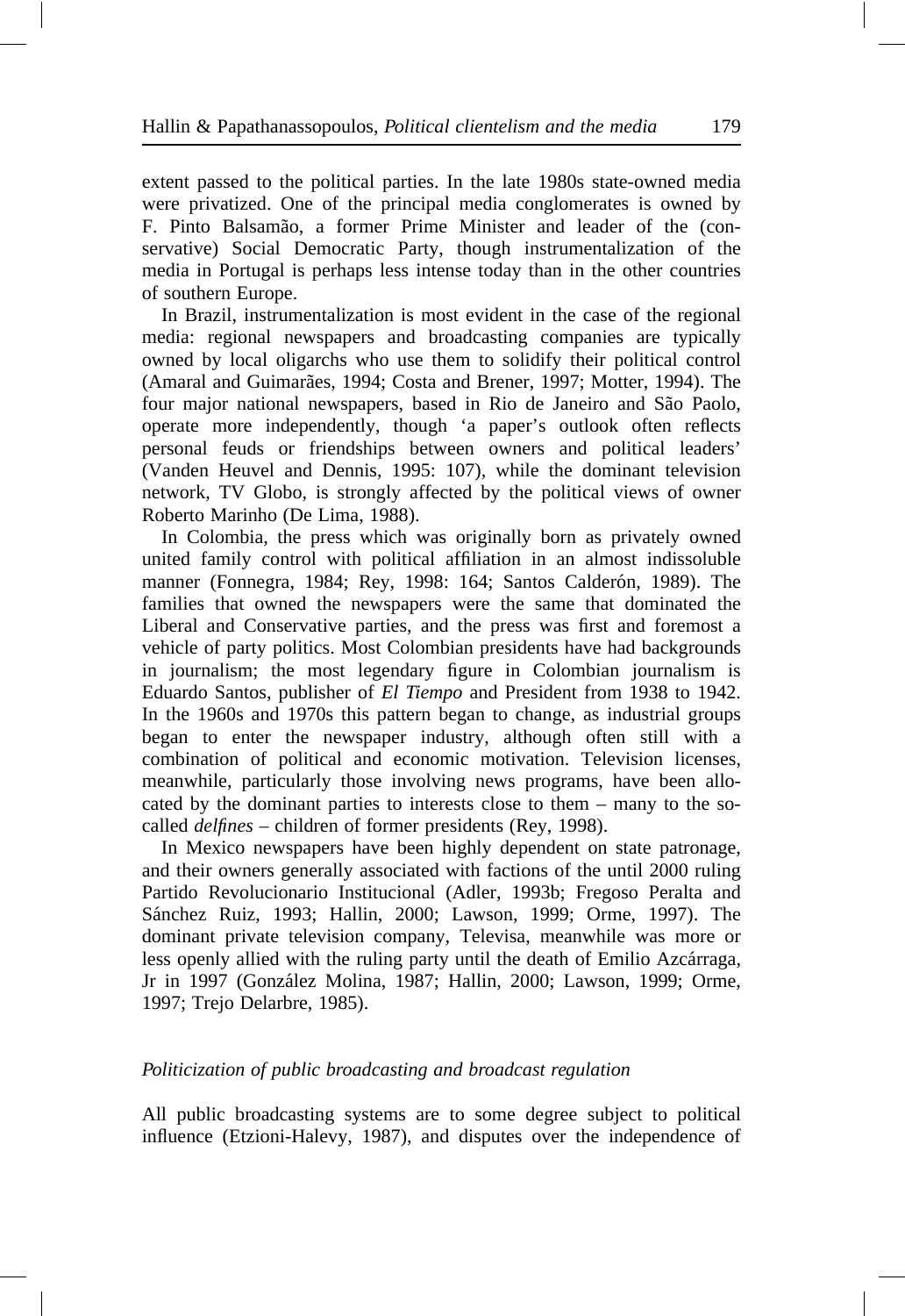extent passed to the political parties. In the late 1980s state-owned media were privatized. One of the principal media conglomerates is owned by F. Pinto Balsamão, a former Prime Minister and leader of the (conservative) Social Democratic Party, though instrumentalization of the media in Portugal is perhaps less intense today than in the other countries of southern Europe.

In Brazil, instrumentalization is most evident in the case of the regional media: regional newspapers and broadcasting companies are typically owned by local oligarchs who use them to solidify their political control (Amaral and Guimarães, 1994; Costa and Brener, 1997; Motter, 1994). The four major national newspapers, based in Rio de Janeiro and São Paolo, operate more independently, though 'a paper's outlook often reflects personal feuds or friendships between owners and political leaders' (Vanden Heuvel and Dennis, 1995: 107), while the dominant television network, TV Globo, is strongly affected by the political views of owner Roberto Marinho (De Lima, 1988).

In Colombia, the press which was originally born as privately owned united family control with political affiliation in an almost indissoluble manner (Fonnegra, 1984; Rey, 1998: 164; Santos Calderón, 1989). The families that owned the newspapers were the same that dominated the Liberal and Conservative parties, and the press was first and foremost a vehicle of party politics. Most Colombian presidents have had backgrounds in journalism; the most legendary figure in Colombian journalism is Eduardo Santos, publisher of *El Tiempo* and President from 1938 to 1942. In the 1960s and 1970s this pattern began to change, as industrial groups began to enter the newspaper industry, although often still with a combination of political and economic motivation. Television licenses, meanwhile, particularly those involving news programs, have been allocated by the dominant parties to interests close to them – many to the so-called *delfines* – children of former presidents (Rey, 1998).

In Mexico newspapers have been highly dependent on state patronage, and their owners generally associated with factions of the until 2000 ruling Partido Revolucionario Institucional (Adler, 1993b; Fregoso Peralta and Sánchez Ruiz, 1993; Hallin, 2000; Lawson, 1999; Orme, 1997). The dominant private television company, Televisa, meanwhile was more or less openly allied with the ruling party until the death of Emilio Azcárraga, Jr in 1997 (González Molina, 1987; Hallin, 2000; Lawson, 1999; Orme, 1997; Trejo Delarbre, 1985).

### *Politicization of public broadcasting and broadcast regulation*

All public broadcasting systems are to some degree subject to political influence (Etzioni-Halevy, 1987), and disputes over the independence of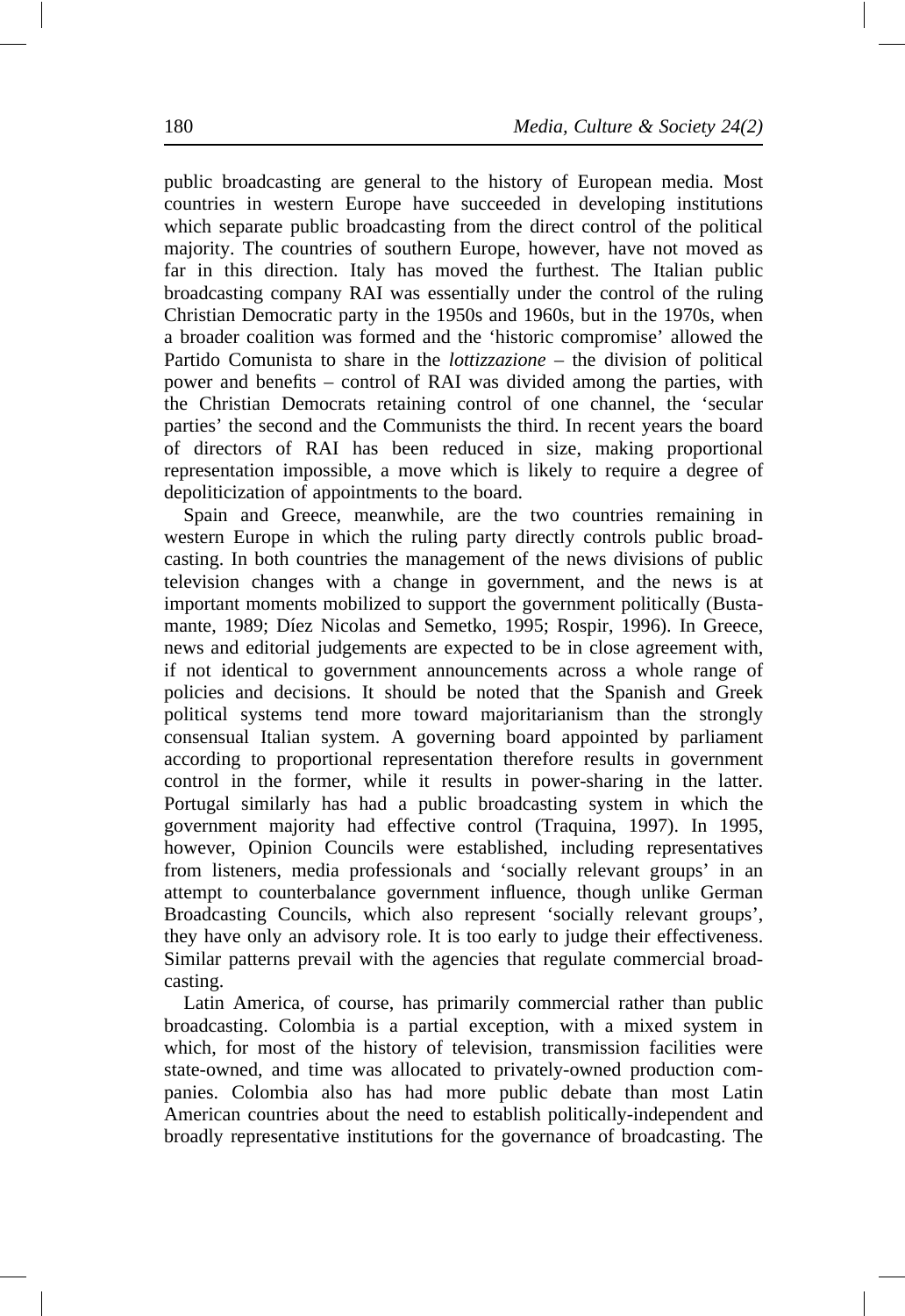public broadcasting are general to the history of European media. Most countries in western Europe have succeeded in developing institutions which separate public broadcasting from the direct control of the political majority. The countries of southern Europe, however, have not moved as far in this direction. Italy has moved the furthest. The Italian public broadcasting company RAI was essentially under the control of the ruling Christian Democratic party in the 1950s and 1960s, but in the 1970s, when a broader coalition was formed and the 'historic compromise' allowed the Partido Comunista to share in the *lottizzazione* – the division of political power and benefits – control of RAI was divided among the parties, with the Christian Democrats retaining control of one channel, the 'secular parties' the second and the Communists the third. In recent years the board of directors of RAI has been reduced in size, making proportional representation impossible, a move which is likely to require a degree of depoliticization of appointments to the board.

Spain and Greece, meanwhile, are the two countries remaining in western Europe in which the ruling party directly controls public broadcasting. In both countries the management of the news divisions of public television changes with a change in government, and the news is at important moments mobilized to support the government politically (Bustamante, 1989; Díez Nicolas and Semetko, 1995; Rospir, 1996). In Greece, news and editorial judgements are expected to be in close agreement with, if not identical to government announcements across a whole range of policies and decisions. It should be noted that the Spanish and Greek political systems tend more toward majoritarianism than the strongly consensual Italian system. A governing board appointed by parliament according to proportional representation therefore results in government control in the former, while it results in power-sharing in the latter. Portugal similarly has had a public broadcasting system in which the government majority had effective control (Traquina, 1997). In 1995, however, Opinion Councils were established, including representatives from listeners, media professionals and 'socially relevant groups' in an attempt to counterbalance government influence, though unlike German Broadcasting Councils, which also represent 'socially relevant groups', they have only an advisory role. It is too early to judge their effectiveness. Similar patterns prevail with the agencies that regulate commercial broadcasting.

Latin America, of course, has primarily commercial rather than public broadcasting. Colombia is a partial exception, with a mixed system in which, for most of the history of television, transmission facilities were state-owned, and time was allocated to privately-owned production companies. Colombia also has had more public debate than most Latin American countries about the need to establish politically-independent and broadly representative institutions for the governance of broadcasting. The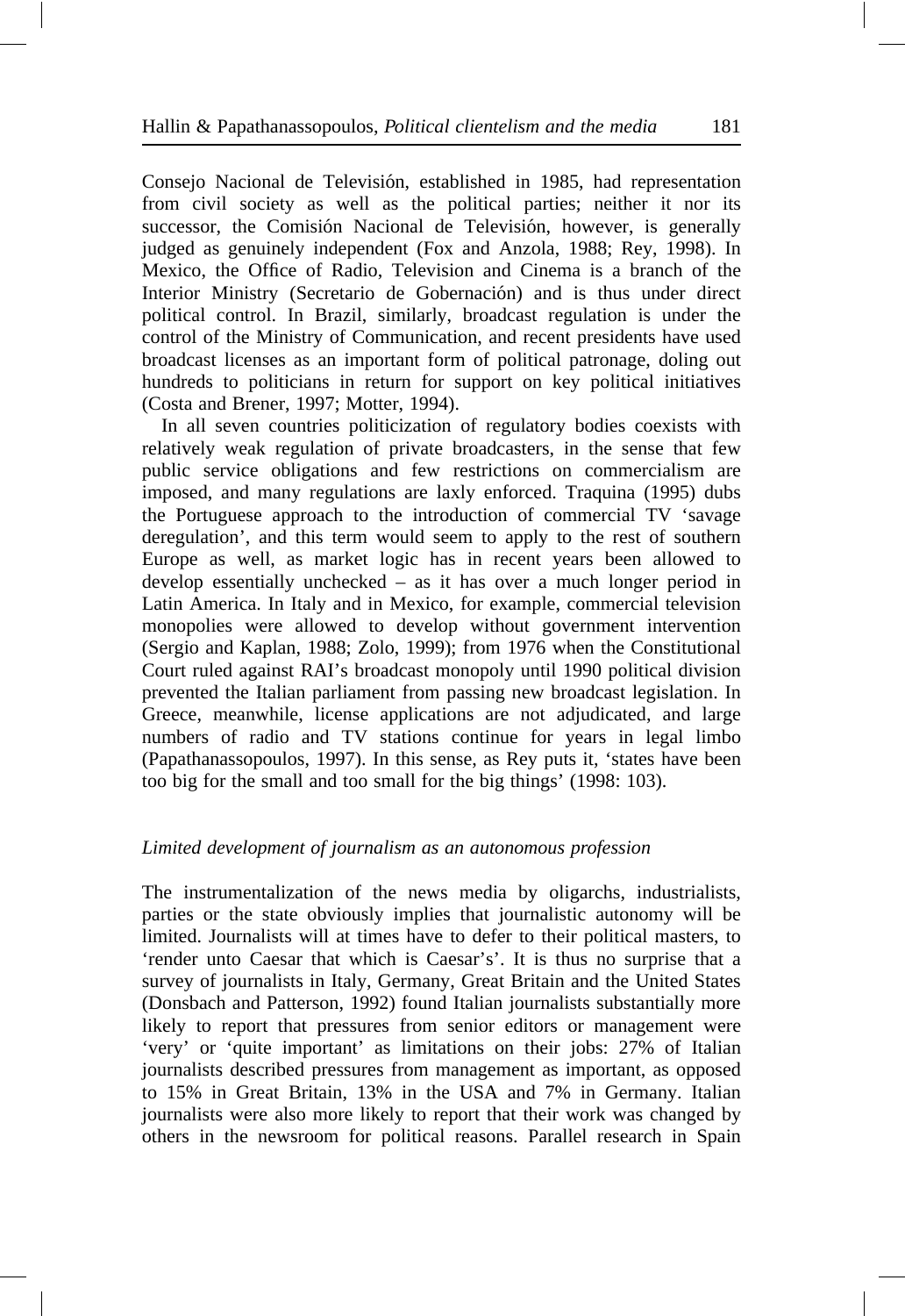Consejo Nacional de Televisión, established in 1985, had representation from civil society as well as the political parties; neither it nor its successor, the Comisión Nacional de Televisión, however, is generally judged as genuinely independent (Fox and Anzola, 1988; Rey, 1998). In Mexico, the Office of Radio, Television and Cinema is a branch of the Interior Ministry (Secretario de Gobernación) and is thus under direct political control. In Brazil, similarly, broadcast regulation is under the control of the Ministry of Communication, and recent presidents have used broadcast licenses as an important form of political patronage, doling out hundreds to politicians in return for support on key political initiatives (Costa and Brener, 1997; Motter, 1994).

In all seven countries politicization of regulatory bodies coexists with relatively weak regulation of private broadcasters, in the sense that few public service obligations and few restrictions on commercialism are imposed, and many regulations are laxly enforced. Traquina (1995) dubs the Portuguese approach to the introduction of commercial TV 'savage deregulation', and this term would seem to apply to the rest of southern Europe as well, as market logic has in recent years been allowed to develop essentially unchecked – as it has over a much longer period in Latin America. In Italy and in Mexico, for example, commercial television monopolies were allowed to develop without government intervention (Sergio and Kaplan, 1988; Zolo, 1999); from 1976 when the Constitutional Court ruled against RAI's broadcast monopoly until 1990 political division prevented the Italian parliament from passing new broadcast legislation. In Greece, meanwhile, license applications are not adjudicated, and large numbers of radio and TV stations continue for years in legal limbo (Papathanassopoulos, 1997). In this sense, as Rey puts it, 'states have been too big for the small and too small for the big things' (1998: 103).

### *Limited development of journalism as an autonomous profession*

The instrumentalization of the news media by oligarchs, industrialists, parties or the state obviously implies that journalistic autonomy will be limited. Journalists will at times have to defer to their political masters, to 'render unto Caesar that which is Caesar's'. It is thus no surprise that a survey of journalists in Italy, Germany, Great Britain and the United States (Donsbach and Patterson, 1992) found Italian journalists substantially more likely to report that pressures from senior editors or management were 'very' or 'quite important' as limitations on their jobs: 27% of Italian journalists described pressures from management as important, as opposed to 15% in Great Britain, 13% in the USA and 7% in Germany. Italian journalists were also more likely to report that their work was changed by others in the newsroom for political reasons. Parallel research in Spain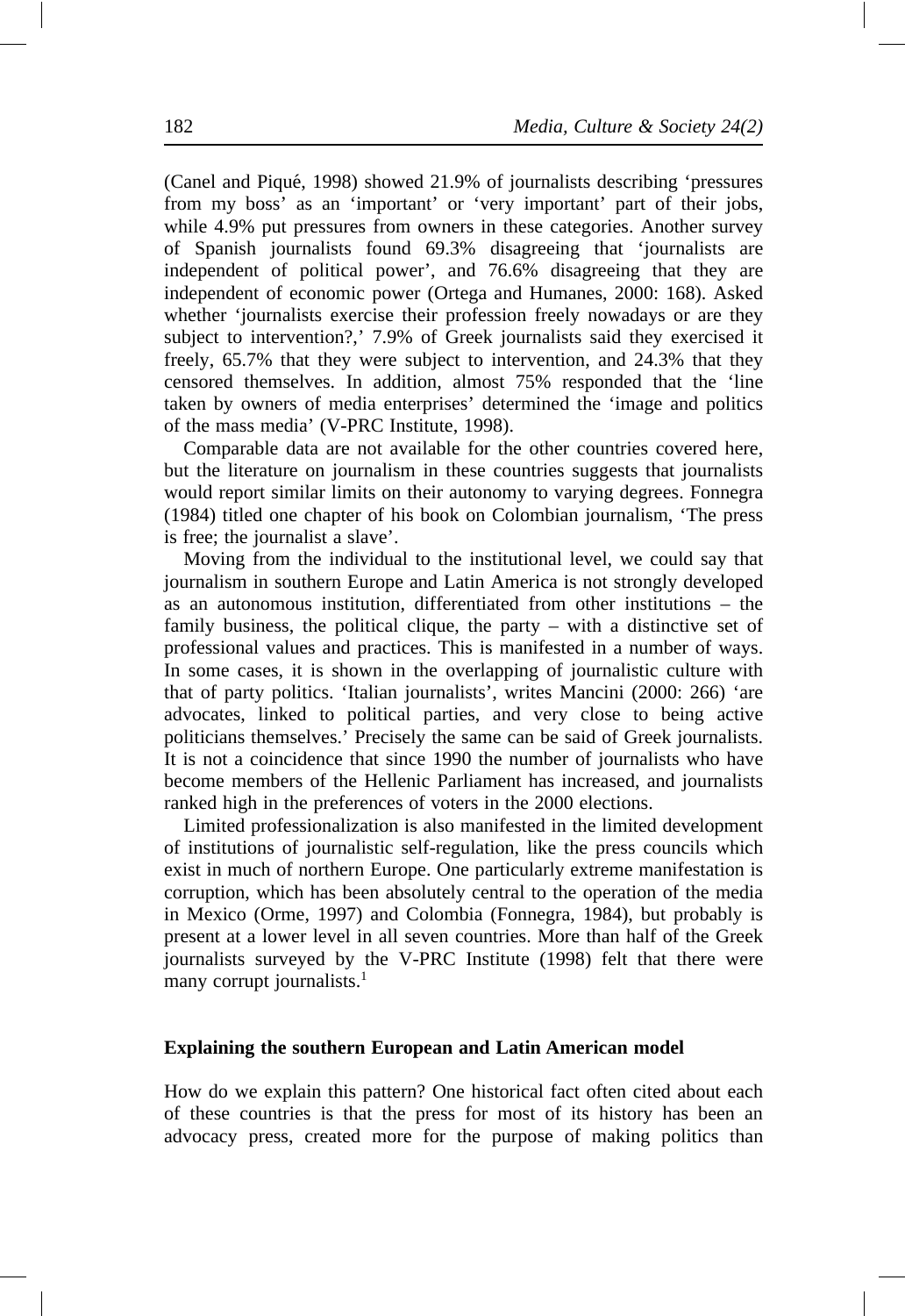(Canel and Piqué, 1998) showed 21.9% of journalists describing 'pressures from my boss' as an 'important' or 'very important' part of their jobs, while 4.9% put pressures from owners in these categories. Another survey of Spanish journalists found 69.3% disagreeing that 'journalists are independent of political power', and 76.6% disagreeing that they are independent of economic power (Ortega and Humanes, 2000: 168). Asked whether 'journalists exercise their profession freely nowadays or are they subject to intervention?,' 7.9% of Greek journalists said they exercised it freely, 65.7% that they were subject to intervention, and 24.3% that they censored themselves. In addition, almost 75% responded that the 'line taken by owners of media enterprises' determined the 'image and politics of the mass media' (V-PRC Institute, 1998).

Comparable data are not available for the other countries covered here, but the literature on journalism in these countries suggests that journalists would report similar limits on their autonomy to varying degrees. Fonnegra (1984) titled one chapter of his book on Colombian journalism, 'The press is free; the journalist a slave'.

Moving from the individual to the institutional level, we could say that journalism in southern Europe and Latin America is not strongly developed as an autonomous institution, differentiated from other institutions – the family business, the political clique, the party – with a distinctive set of professional values and practices. This is manifested in a number of ways. In some cases, it is shown in the overlapping of journalistic culture with that of party politics. 'Italian journalists', writes Mancini (2000: 266) 'are advocates, linked to political parties, and very close to being active politicians themselves.' Precisely the same can be said of Greek journalists. It is not a coincidence that since 1990 the number of journalists who have become members of the Hellenic Parliament has increased, and journalists ranked high in the preferences of voters in the 2000 elections.

Limited professionalization is also manifested in the limited development of institutions of journalistic self-regulation, like the press councils which exist in much of northern Europe. One particularly extreme manifestation is corruption, which has been absolutely central to the operation of the media in Mexico (Orme, 1997) and Colombia (Fonnegra, 1984), but probably is present at a lower level in all seven countries. More than half of the Greek journalists surveyed by the V-PRC Institute (1998) felt that there were many corrupt journalists.[1]

## Explaining the southern European and Latin American model

How do we explain this pattern? One historical fact often cited about each of these countries is that the press for most of its history has been an advocacy press, created more for the purpose of making politics than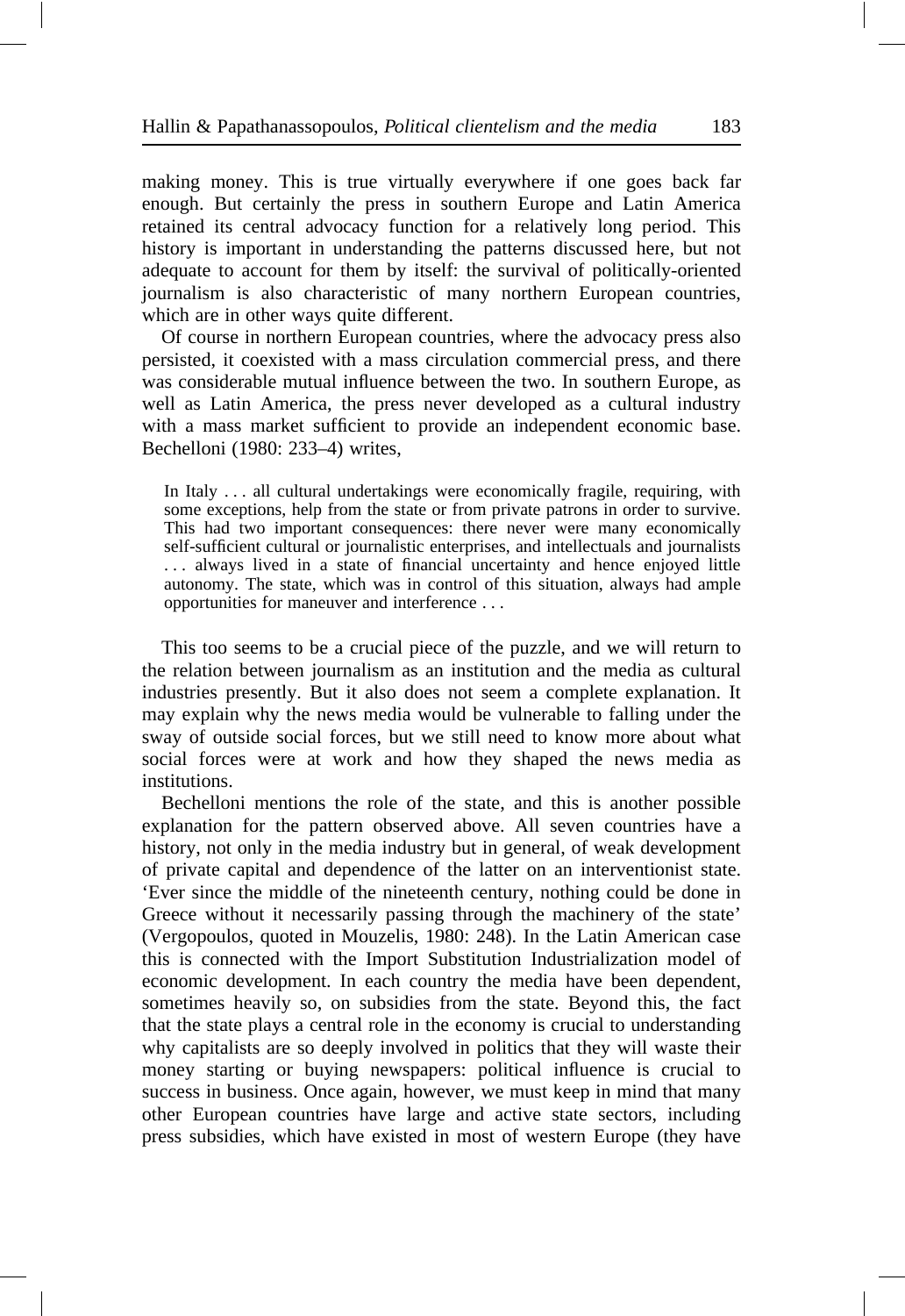making money. This is true virtually everywhere if one goes back far enough. But certainly the press in southern Europe and Latin America retained its central advocacy function for a relatively long period. This history is important in understanding the patterns discussed here, but not adequate to account for them by itself: the survival of politically-oriented journalism is also characteristic of many northern European countries, which are in other ways quite different.

Of course in northern European countries, where the advocacy press also persisted, it coexisted with a mass circulation commercial press, and there was considerable mutual influence between the two. In southern Europe, as well as Latin America, the press never developed as a cultural industry with a mass market sufficient to provide an independent economic base. Bechelloni (1980: 233–4) writes,

> In Italy . . . all cultural undertakings were economically fragile, requiring, with some exceptions, help from the state or from private patrons in order to survive. This had two important consequences: there never were many economically self-sufficient cultural or journalistic enterprises, and intellectuals and journalists . . . always lived in a state of financial uncertainty and hence enjoyed little autonomy. The state, which was in control of this situation, always had ample opportunities for maneuver and interference . . .

This too seems to be a crucial piece of the puzzle, and we will return to the relation between journalism as an institution and the media as cultural industries presently. But it also does not seem a complete explanation. It may explain why the news media would be vulnerable to falling under the sway of outside social forces, but we still need to know more about what social forces were at work and how they shaped the news media as institutions.

Bechelloni mentions the role of the state, and this is another possible explanation for the pattern observed above. All seven countries have a history, not only in the media industry but in general, of weak development of private capital and dependence of the latter on an interventionist state. 'Ever since the middle of the nineteenth century, nothing could be done in Greece without it necessarily passing through the machinery of the state' (Vergopoulos, quoted in Mouzelis, 1980: 248). In the Latin American case this is connected with the Import Substitution Industrialization model of economic development. In each country the media have been dependent, sometimes heavily so, on subsidies from the state. Beyond this, the fact that the state plays a central role in the economy is crucial to understanding why capitalists are so deeply involved in politics that they will waste their money starting or buying newspapers: political influence is crucial to success in business. Once again, however, we must keep in mind that many other European countries have large and active state sectors, including press subsidies, which have existed in most of western Europe (they have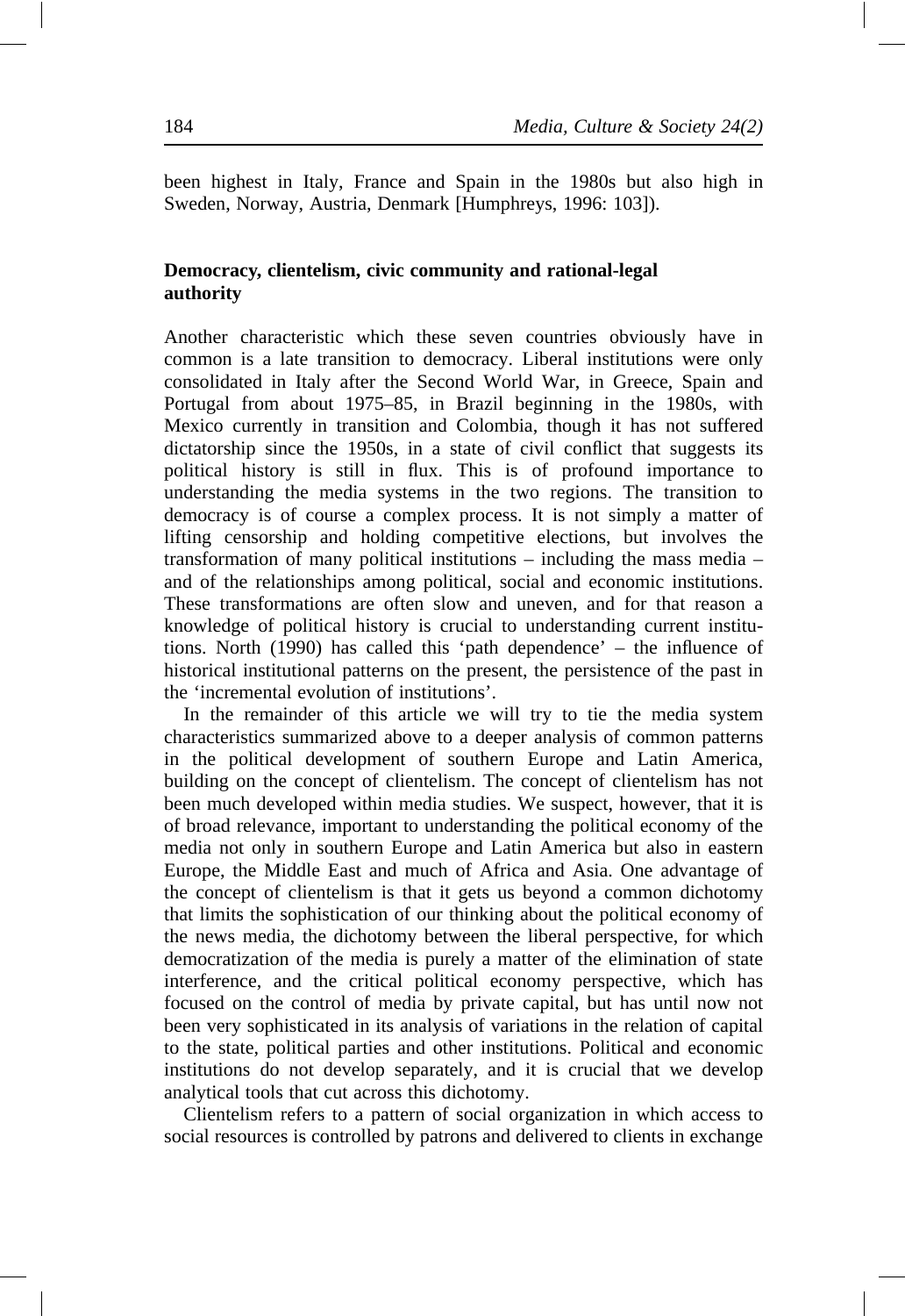been highest in Italy, France and Spain in the 1980s but also high in Sweden, Norway, Austria, Denmark [Humphreys, 1996: 103]).

## Democracy, clientelism, civic community and rational-legal authority

Another characteristic which these seven countries obviously have in common is a late transition to democracy. Liberal institutions were only consolidated in Italy after the Second World War, in Greece, Spain and Portugal from about 1975–85, in Brazil beginning in the 1980s, with Mexico currently in transition and Colombia, though it has not suffered dictatorship since the 1950s, in a state of civil conflict that suggests its political history is still in flux. This is of profound importance to understanding the media systems in the two regions. The transition to democracy is of course a complex process. It is not simply a matter of lifting censorship and holding competitive elections, but involves the transformation of many political institutions – including the mass media – and of the relationships among political, social and economic institutions. These transformations are often slow and uneven, and for that reason a knowledge of political history is crucial to understanding current institutions. North (1990) has called this 'path dependence' – the influence of historical institutional patterns on the present, the persistence of the past in the 'incremental evolution of institutions'.

In the remainder of this article we will try to tie the media system characteristics summarized above to a deeper analysis of common patterns in the political development of southern Europe and Latin America, building on the concept of clientelism. The concept of clientelism has not been much developed within media studies. We suspect, however, that it is of broad relevance, important to understanding the political economy of the media not only in southern Europe and Latin America but also in eastern Europe, the Middle East and much of Africa and Asia. One advantage of the concept of clientelism is that it gets us beyond a common dichotomy that limits the sophistication of our thinking about the political economy of the news media, the dichotomy between the liberal perspective, for which democratization of the media is purely a matter of the elimination of state interference, and the critical political economy perspective, which has focused on the control of media by private capital, but has until now not been very sophisticated in its analysis of variations in the relation of capital to the state, political parties and other institutions. Political and economic institutions do not develop separately, and it is crucial that we develop analytical tools that cut across this dichotomy.

Clientelism refers to a pattern of social organization in which access to social resources is controlled by patrons and delivered to clients in exchange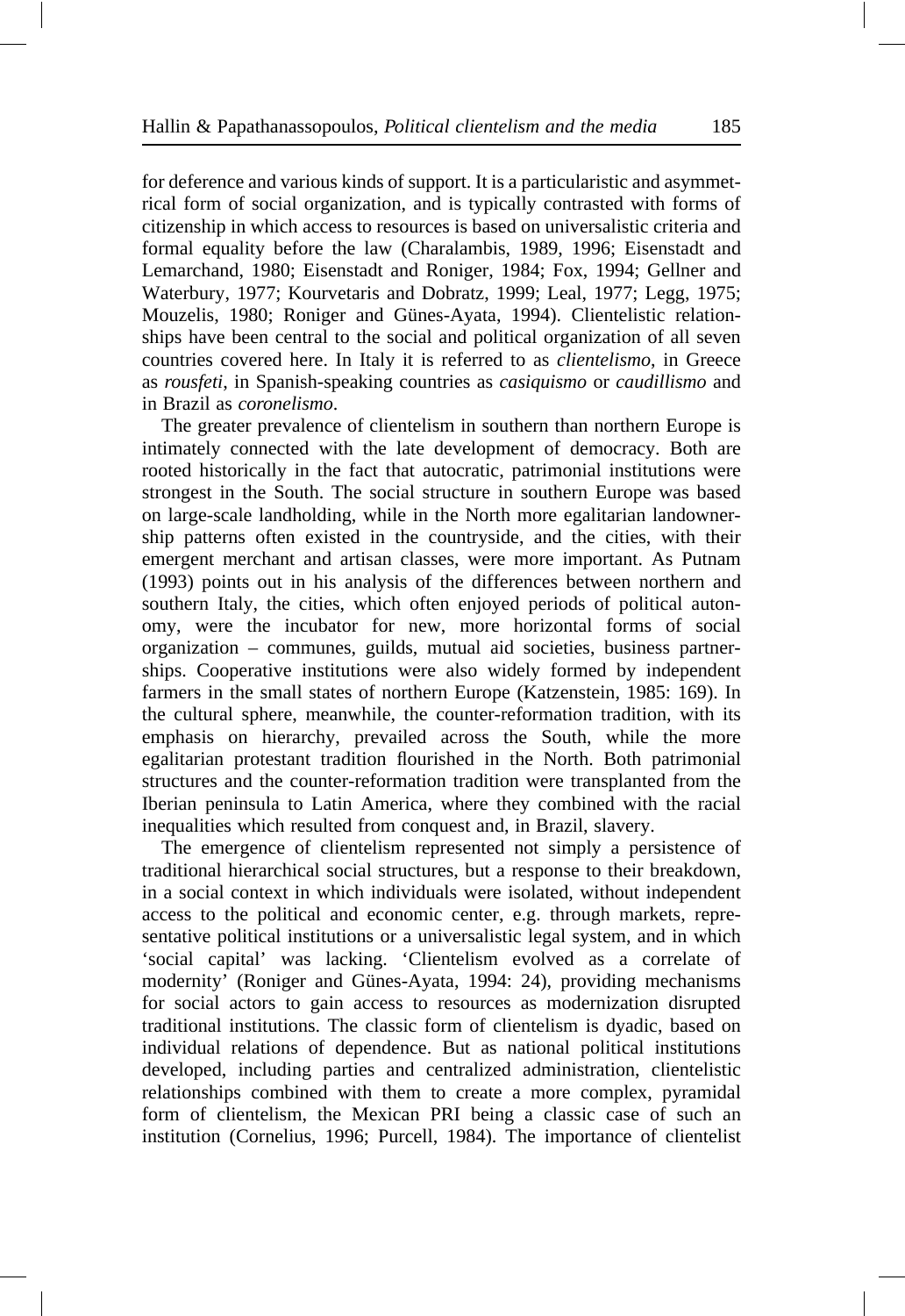for deference and various kinds of support. It is a particularistic and asymmetrical form of social organization, and is typically contrasted with forms of citizenship in which access to resources is based on universalistic criteria and formal equality before the law (Charalambis, 1989, 1996; Eisenstadt and Lemarchand, 1980; Eisenstadt and Roniger, 1984; Fox, 1994; Gellner and Waterbury, 1977; Kourvetaris and Dobratz, 1999; Leal, 1977; Legg, 1975; Mouzelis, 1980; Roniger and Günes-Ayata, 1994). Clientelistic relationships have been central to the social and political organization of all seven countries covered here. In Italy it is referred to as *clientelismo*, in Greece as *rousfeti*, in Spanish-speaking countries as *casiquismo* or *caudillismo* and in Brazil as *coronelismo*.

The greater prevalence of clientelism in southern than northern Europe is intimately connected with the late development of democracy. Both are rooted historically in the fact that autocratic, patrimonial institutions were strongest in the South. The social structure in southern Europe was based on large-scale landholding, while in the North more egalitarian landownership patterns often existed in the countryside, and the cities, with their emergent merchant and artisan classes, were more important. As Putnam (1993) points out in his analysis of the differences between northern and southern Italy, the cities, which often enjoyed periods of political autonomy, were the incubator for new, more horizontal forms of social organization – communes, guilds, mutual aid societies, business partnerships. Cooperative institutions were also widely formed by independent farmers in the small states of northern Europe (Katzenstein, 1985: 169). In the cultural sphere, meanwhile, the counter-reformation tradition, with its emphasis on hierarchy, prevailed across the South, while the more egalitarian protestant tradition flourished in the North. Both patrimonial structures and the counter-reformation tradition were transplanted from the Iberian peninsula to Latin America, where they combined with the racial inequalities which resulted from conquest and, in Brazil, slavery.

The emergence of clientelism represented not simply a persistence of traditional hierarchical social structures, but a response to their breakdown, in a social context in which individuals were isolated, without independent access to the political and economic center, e.g. through markets, representative political institutions or a universalistic legal system, and in which 'social capital' was lacking. 'Clientelism evolved as a correlate of modernity' (Roniger and Günes-Ayata, 1994: 24), providing mechanisms for social actors to gain access to resources as modernization disrupted traditional institutions. The classic form of clientelism is dyadic, based on individual relations of dependence. But as national political institutions developed, including parties and centralized administration, clientelistic relationships combined with them to create a more complex, pyramidal form of clientelism, the Mexican PRI being a classic case of such an institution (Cornelius, 1996; Purcell, 1984). The importance of clientelist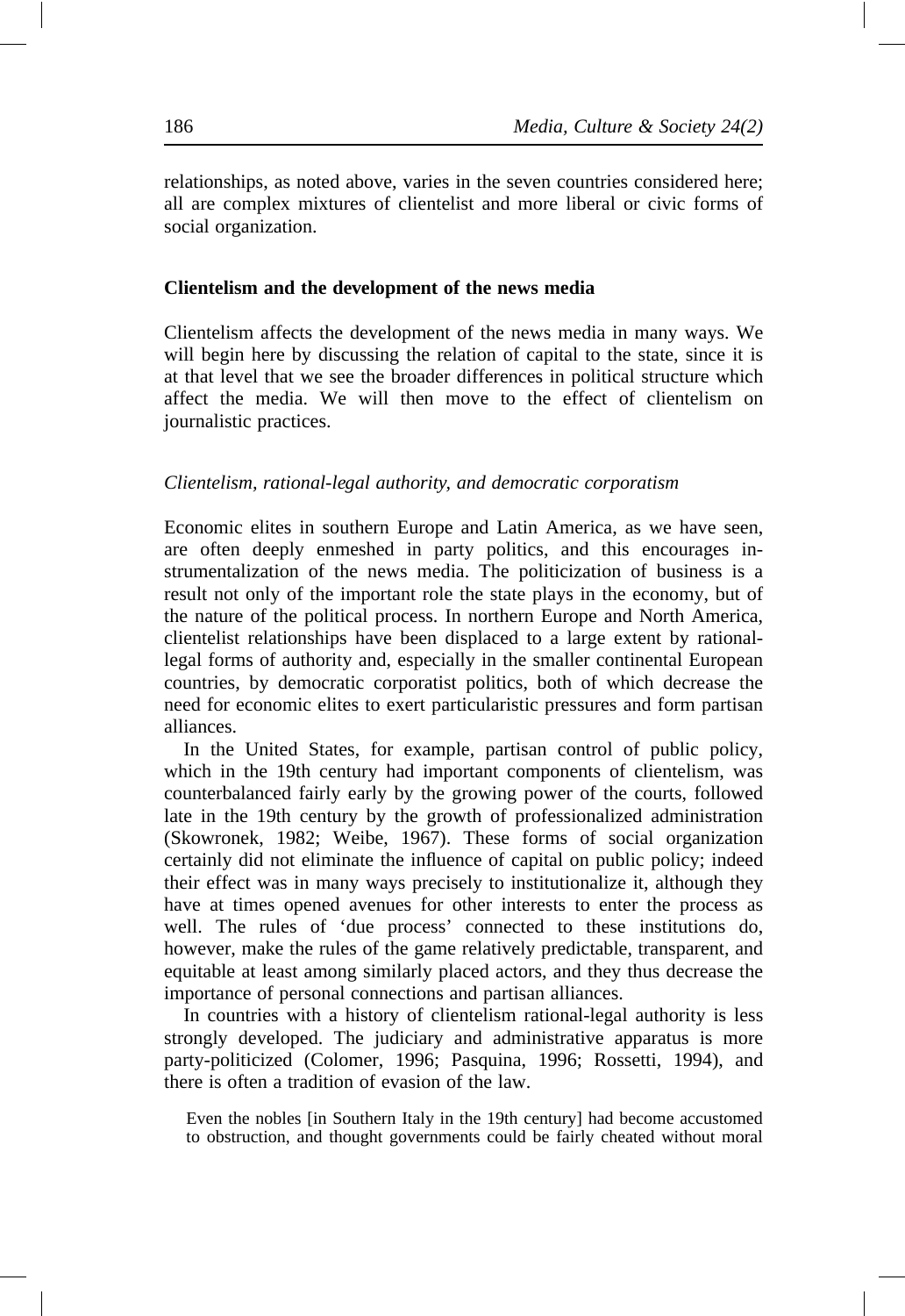relationships, as noted above, varies in the seven countries considered here; all are complex mixtures of clientelist and more liberal or civic forms of social organization.

## Clientelism and the development of the news media

Clientelism affects the development of the news media in many ways. We will begin here by discussing the relation of capital to the state, since it is at that level that we see the broader differences in political structure which affect the media. We will then move to the effect of clientelism on journalistic practices.

### *Clientelism, rational-legal authority, and democratic corporatism*

Economic elites in southern Europe and Latin America, as we have seen, are often deeply enmeshed in party politics, and this encourages instrumentalization of the news media. The politicization of business is a result not only of the important role the state plays in the economy, but of the nature of the political process. In northern Europe and North America, clientelist relationships have been displaced to a large extent by rational-legal forms of authority and, especially in the smaller continental European countries, by democratic corporatist politics, both of which decrease the need for economic elites to exert particularistic pressures and form partisan alliances.

In the United States, for example, partisan control of public policy, which in the 19th century had important components of clientelism, was counterbalanced fairly early by the growing power of the courts, followed late in the 19th century by the growth of professionalized administration (Skowronek, 1982; Weibe, 1967). These forms of social organization certainly did not eliminate the influence of capital on public policy; indeed their effect was in many ways precisely to institutionalize it, although they have at times opened avenues for other interests to enter the process as well. The rules of 'due process' connected to these institutions do, however, make the rules of the game relatively predictable, transparent, and equitable at least among similarly placed actors, and they thus decrease the importance of personal connections and partisan alliances.

In countries with a history of clientelism rational-legal authority is less strongly developed. The judiciary and administrative apparatus is more party-politicized (Colomer, 1996; Pasquina, 1996; Rossetti, 1994), and there is often a tradition of evasion of the law.

> Even the nobles [in Southern Italy in the 19th century] had become accustomed to obstruction, and thought governments could be fairly cheated without moral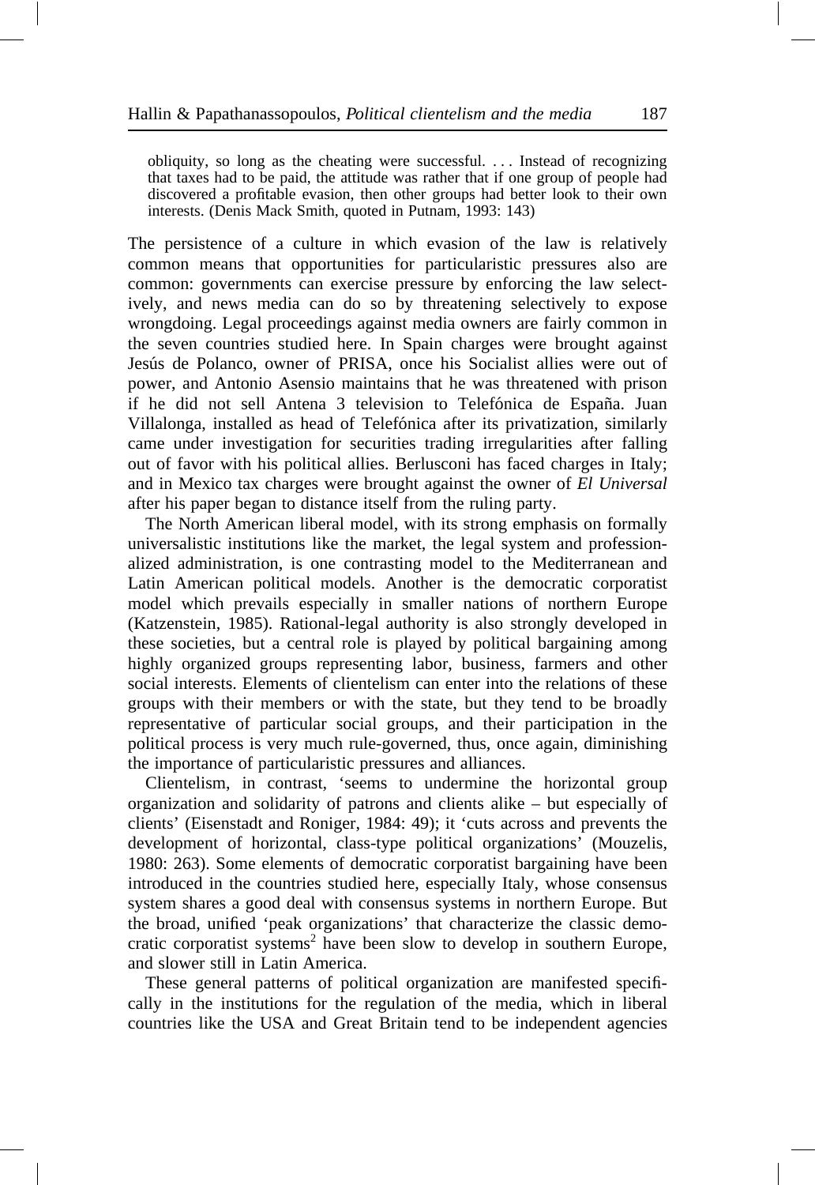> obliquity, so long as the cheating were successful. . . . Instead of recognizing that taxes had to be paid, the attitude was rather that if one group of people had discovered a profitable evasion, then other groups had better look to their own interests. (Denis Mack Smith, quoted in Putnam, 1993: 143)

The persistence of a culture in which evasion of the law is relatively common means that opportunities for particularistic pressures also are common: governments can exercise pressure by enforcing the law selectively, and news media can do so by threatening selectively to expose wrongdoing. Legal proceedings against media owners are fairly common in the seven countries studied here. In Spain charges were brought against Jesús de Polanco, owner of PRISA, once his Socialist allies were out of power, and Antonio Asensio maintains that he was threatened with prison if he did not sell Antena 3 television to Telefónica de España. Juan Villalonga, installed as head of Telefónica after its privatization, similarly came under investigation for securities trading irregularities after falling out of favor with his political allies. Berlusconi has faced charges in Italy; and in Mexico tax charges were brought against the owner of *El Universal* after his paper began to distance itself from the ruling party.

The North American liberal model, with its strong emphasis on formally universalistic institutions like the market, the legal system and professionalized administration, is one contrasting model to the Mediterranean and Latin American political models. Another is the democratic corporatist model which prevails especially in smaller nations of northern Europe (Katzenstein, 1985). Rational-legal authority is also strongly developed in these societies, but a central role is played by political bargaining among highly organized groups representing labor, business, farmers and other social interests. Elements of clientelism can enter into the relations of these groups with their members or with the state, but they tend to be broadly representative of particular social groups, and their participation in the political process is very much rule-governed, thus, once again, diminishing the importance of particularistic pressures and alliances.

Clientelism, in contrast, 'seems to undermine the horizontal group organization and solidarity of patrons and clients alike – but especially of clients' (Eisenstadt and Roniger, 1984: 49); it 'cuts across and prevents the development of horizontal, class-type political organizations' (Mouzelis, 1980: 263). Some elements of democratic corporatist bargaining have been introduced in the countries studied here, especially Italy, whose consensus system shares a good deal with consensus systems in northern Europe. But the broad, unified 'peak organizations' that characterize the classic democratic corporatist systems[2] have been slow to develop in southern Europe, and slower still in Latin America.

These general patterns of political organization are manifested specifically in the institutions for the regulation of the media, which in liberal countries like the USA and Great Britain tend to be independent agencies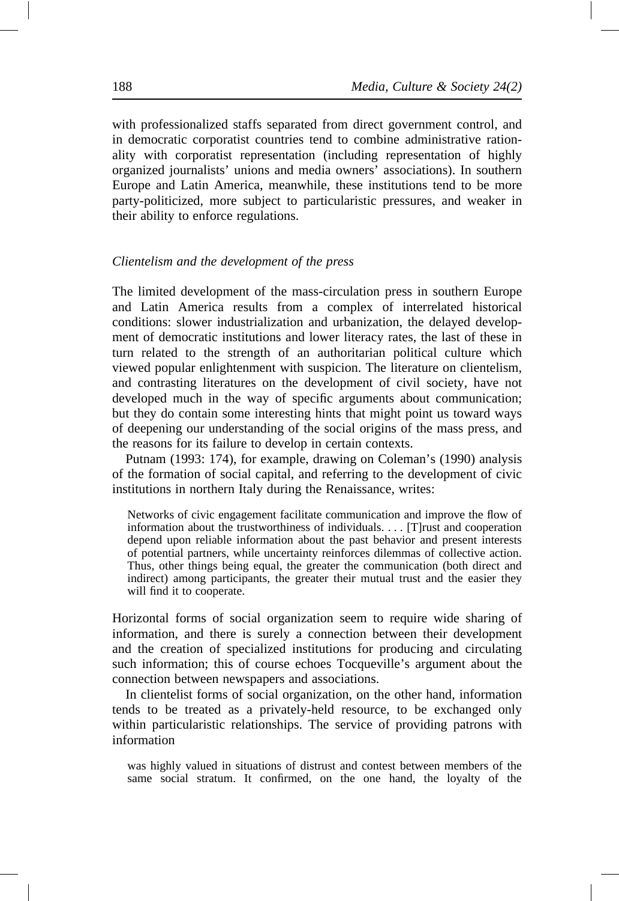with professionalized staffs separated from direct government control, and in democratic corporatist countries tend to combine administrative rationality with corporatist representation (including representation of highly organized journalists' unions and media owners' associations). In southern Europe and Latin America, meanwhile, these institutions tend to be more party-politicized, more subject to particularistic pressures, and weaker in their ability to enforce regulations.

### *Clientelism and the development of the press*

The limited development of the mass-circulation press in southern Europe and Latin America results from a complex of interrelated historical conditions: slower industrialization and urbanization, the delayed development of democratic institutions and lower literacy rates, the last of these in turn related to the strength of an authoritarian political culture which viewed popular enlightenment with suspicion. The literature on clientelism, and contrasting literatures on the development of civil society, have not developed much in the way of specific arguments about communication; but they do contain some interesting hints that might point us toward ways of deepening our understanding of the social origins of the mass press, and the reasons for its failure to develop in certain contexts.

Putnam (1993: 174), for example, drawing on Coleman's (1990) analysis of the formation of social capital, and referring to the development of civic institutions in northern Italy during the Renaissance, writes:

> Networks of civic engagement facilitate communication and improve the flow of information about the trustworthiness of individuals. . . . [T]rust and cooperation depend upon reliable information about the past behavior and present interests of potential partners, while uncertainty reinforces dilemmas of collective action. Thus, other things being equal, the greater the communication (both direct and indirect) among participants, the greater their mutual trust and the easier they will find it to cooperate.

Horizontal forms of social organization seem to require wide sharing of information, and there is surely a connection between their development and the creation of specialized institutions for producing and circulating such information; this of course echoes Tocqueville's argument about the connection between newspapers and associations.

In clientelist forms of social organization, on the other hand, information tends to be treated as a privately-held resource, to be exchanged only within particularistic relationships. The service of providing patrons with information

> was highly valued in situations of distrust and contest between members of the same social stratum. It confirmed, on the one hand, the loyalty of the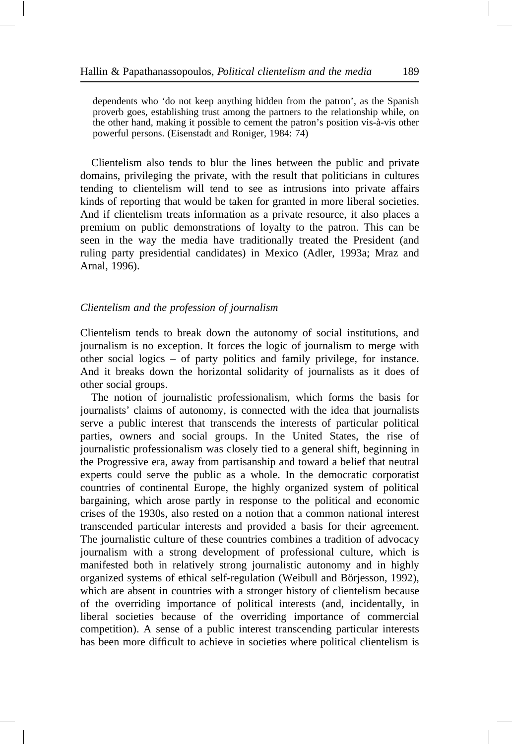> dependents who 'do not keep anything hidden from the patron', as the Spanish proverb goes, establishing trust among the partners to the relationship while, on the other hand, making it possible to cement the patron's position vis-à-vis other powerful persons. (Eisenstadt and Roniger, 1984: 74)

Clientelism also tends to blur the lines between the public and private domains, privileging the private, with the result that politicians in cultures tending to clientelism will tend to see as intrusions into private affairs kinds of reporting that would be taken for granted in more liberal societies. And if clientelism treats information as a private resource, it also places a premium on public demonstrations of loyalty to the patron. This can be seen in the way the media have traditionally treated the President (and ruling party presidential candidates) in Mexico (Adler, 1993a; Mraz and Arnal, 1996).

### *Clientelism and the profession of journalism*

Clientelism tends to break down the autonomy of social institutions, and journalism is no exception. It forces the logic of journalism to merge with other social logics – of party politics and family privilege, for instance. And it breaks down the horizontal solidarity of journalists as it does of other social groups.

The notion of journalistic professionalism, which forms the basis for journalists' claims of autonomy, is connected with the idea that journalists serve a public interest that transcends the interests of particular political parties, owners and social groups. In the United States, the rise of journalistic professionalism was closely tied to a general shift, beginning in the Progressive era, away from partisanship and toward a belief that neutral experts could serve the public as a whole. In the democratic corporatist countries of continental Europe, the highly organized system of political bargaining, which arose partly in response to the political and economic crises of the 1930s, also rested on a notion that a common national interest transcended particular interests and provided a basis for their agreement. The journalistic culture of these countries combines a tradition of advocacy journalism with a strong development of professional culture, which is manifested both in relatively strong journalistic autonomy and in highly organized systems of ethical self-regulation (Weibull and Börjesson, 1992), which are absent in countries with a stronger history of clientelism because of the overriding importance of political interests (and, incidentally, in liberal societies because of the overriding importance of commercial competition). A sense of a public interest transcending particular interests has been more difficult to achieve in societies where political clientelism is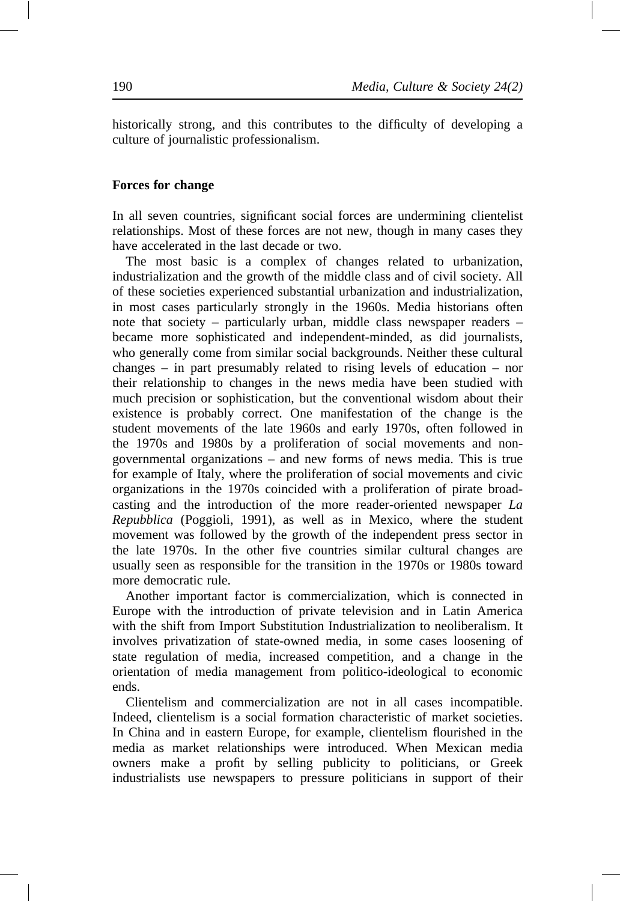historically strong, and this contributes to the difficulty of developing a culture of journalistic professionalism.

**Forces for change**

In all seven countries, significant social forces are undermining clientelist relationships. Most of these forces are not new, though in many cases they have accelerated in the last decade or two.

The most basic is a complex of changes related to urbanization, industrialization and the growth of the middle class and of civil society. All of these societies experienced substantial urbanization and industrialization, in most cases particularly strongly in the 1960s. Media historians often note that society – particularly urban, middle class newspaper readers – became more sophisticated and independent-minded, as did journalists, who generally come from similar social backgrounds. Neither these cultural changes – in part presumably related to rising levels of education – nor their relationship to changes in the news media have been studied with much precision or sophistication, but the conventional wisdom about their existence is probably correct. One manifestation of the change is the student movements of the late 1960s and early 1970s, often followed in the 1970s and 1980s by a proliferation of social movements and non-governmental organizations – and new forms of news media. This is true for example of Italy, where the proliferation of social movements and civic organizations in the 1970s coincided with a proliferation of pirate broadcasting and the introduction of the more reader-oriented newspaper *La Repubblica* (Poggioli, 1991), as well as in Mexico, where the student movement was followed by the growth of the independent press sector in the late 1970s. In the other five countries similar cultural changes are usually seen as responsible for the transition in the 1970s or 1980s toward more democratic rule.

Another important factor is commercialization, which is connected in Europe with the introduction of private television and in Latin America with the shift from Import Substitution Industrialization to neoliberalism. It involves privatization of state-owned media, in some cases loosening of state regulation of media, increased competition, and a change in the orientation of media management from politico-ideological to economic ends.

Clientelism and commercialization are not in all cases incompatible. Indeed, clientelism is a social formation characteristic of market societies. In China and in eastern Europe, for example, clientelism flourished in the media as market relationships were introduced. When Mexican media owners make a profit by selling publicity to politicians, or Greek industrialists use newspapers to pressure politicians in support of their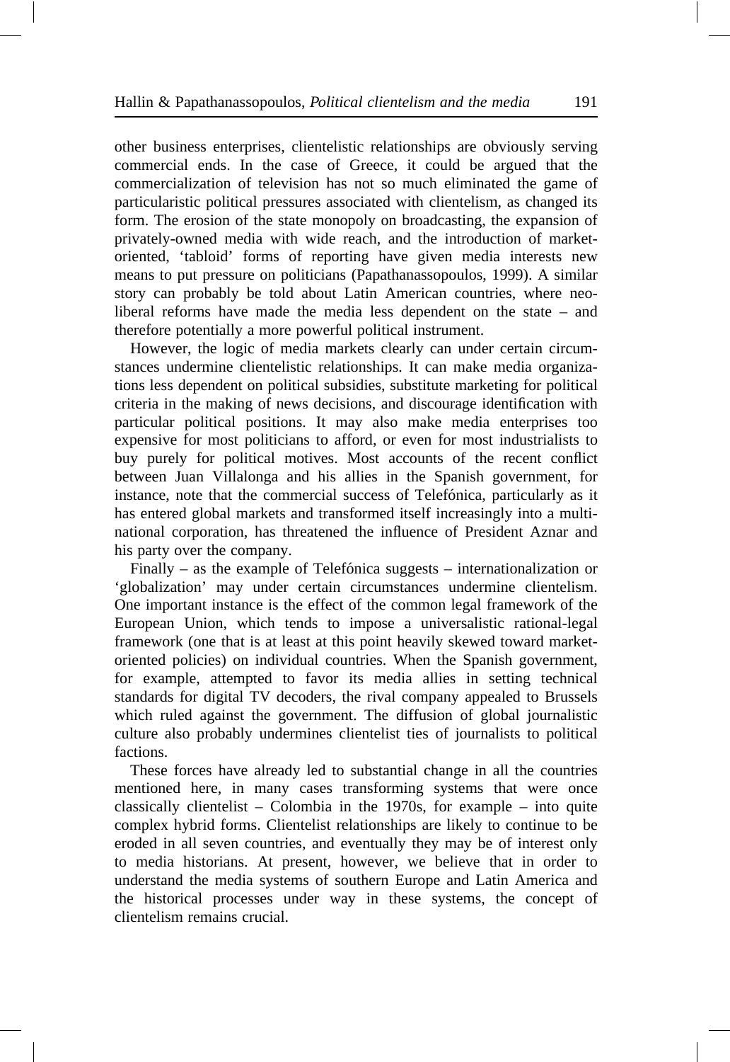other business enterprises, clientelistic relationships are obviously serving commercial ends. In the case of Greece, it could be argued that the commercialization of television has not so much eliminated the game of particularistic political pressures associated with clientelism, as changed its form. The erosion of the state monopoly on broadcasting, the expansion of privately-owned media with wide reach, and the introduction of market-oriented, 'tabloid' forms of reporting have given media interests new means to put pressure on politicians (Papathanassopoulos, 1999). A similar story can probably be told about Latin American countries, where neo-liberal reforms have made the media less dependent on the state – and therefore potentially a more powerful political instrument.

However, the logic of media markets clearly can under certain circumstances undermine clientelistic relationships. It can make media organizations less dependent on political subsidies, substitute marketing for political criteria in the making of news decisions, and discourage identification with particular political positions. It may also make media enterprises too expensive for most politicians to afford, or even for most industrialists to buy purely for political motives. Most accounts of the recent conflict between Juan Villalonga and his allies in the Spanish government, for instance, note that the commercial success of Telefónica, particularly as it has entered global markets and transformed itself increasingly into a multinational corporation, has threatened the influence of President Aznar and his party over the company.

Finally – as the example of Telefónica suggests – internationalization or 'globalization' may under certain circumstances undermine clientelism. One important instance is the effect of the common legal framework of the European Union, which tends to impose a universalistic rational-legal framework (one that is at least at this point heavily skewed toward market-oriented policies) on individual countries. When the Spanish government, for example, attempted to favor its media allies in setting technical standards for digital TV decoders, the rival company appealed to Brussels which ruled against the government. The diffusion of global journalistic culture also probably undermines clientelist ties of journalists to political factions.

These forces have already led to substantial change in all the countries mentioned here, in many cases transforming systems that were once classically clientelist – Colombia in the 1970s, for example – into quite complex hybrid forms. Clientelist relationships are likely to continue to be eroded in all seven countries, and eventually they may be of interest only to media historians. At present, however, we believe that in order to understand the media systems of southern Europe and Latin America and the historical processes under way in these systems, the concept of clientelism remains crucial.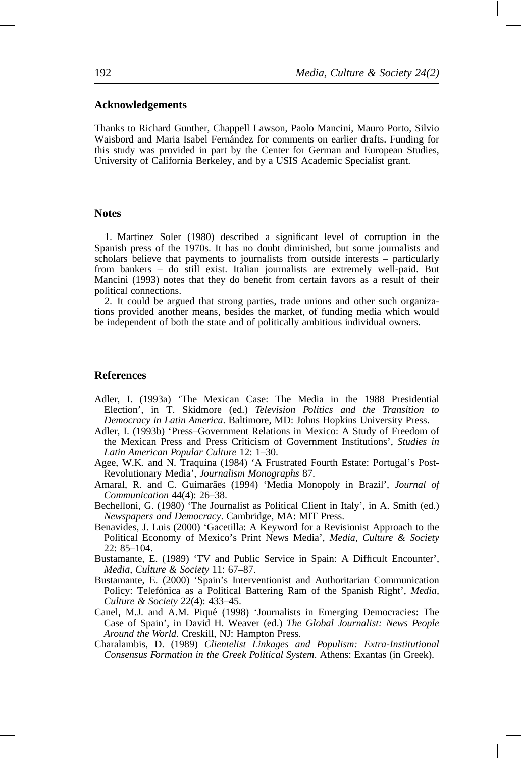## Acknowledgements

Thanks to Richard Gunther, Chappell Lawson, Paolo Mancini, Mauro Porto, Silvio Waisbord and Maria Isabel Fernández for comments on earlier drafts. Funding for this study was provided in part by the Center for German and European Studies, University of California Berkeley, and by a USIS Academic Specialist grant.

## Notes

1. Martínez Soler (1980) described a significant level of corruption in the Spanish press of the 1970s. It has no doubt diminished, but some journalists and scholars believe that payments to journalists from outside interests – particularly from bankers – do still exist. Italian journalists are extremely well-paid. But Mancini (1993) notes that they do benefit from certain favors as a result of their political connections.

2. It could be argued that strong parties, trade unions and other such organizations provided another means, besides the market, of funding media which would be independent of both the state and of politically ambitious individual owners.

## References

Adler, I. (1993a) 'The Mexican Case: The Media in the 1988 Presidential Election', in T. Skidmore (ed.) *Television Politics and the Transition to Democracy in Latin America*. Baltimore, MD: Johns Hopkins University Press.

Adler, I. (1993b) 'Press–Government Relations in Mexico: A Study of Freedom of the Mexican Press and Press Criticism of Government Institutions', *Studies in Latin American Popular Culture* 12: 1–30.

Agee, W.K. and N. Traquina (1984) 'A Frustrated Fourth Estate: Portugal's Post-Revolutionary Media', *Journalism Monographs* 87.

Amaral, R. and C. Guimarães (1994) 'Media Monopoly in Brazil', *Journal of Communication* 44(4): 26–38.

Bechelloni, G. (1980) 'The Journalist as Political Client in Italy', in A. Smith (ed.) *Newspapers and Democracy*. Cambridge, MA: MIT Press.

Benavides, J. Luis (2000) 'Gacetilla: A Keyword for a Revisionist Approach to the Political Economy of Mexico's Print News Media', *Media, Culture & Society* 22: 85–104.

Bustamante, E. (1989) 'TV and Public Service in Spain: A Difficult Encounter', *Media, Culture & Society* 11: 67–87.

Bustamante, E. (2000) 'Spain's Interventionist and Authoritarian Communication Policy: Telefónica as a Political Battering Ram of the Spanish Right', *Media, Culture & Society* 22(4): 433–45.

Canel, M.J. and A.M. Piqué (1998) 'Journalists in Emerging Democracies: The Case of Spain', in David H. Weaver (ed.) *The Global Journalist: News People Around the World*. Creskill, NJ: Hampton Press.

Charalambis, D. (1989) *Clientelist Linkages and Populism: Extra-Institutional Consensus Formation in the Greek Political System*. Athens: Exantas (in Greek).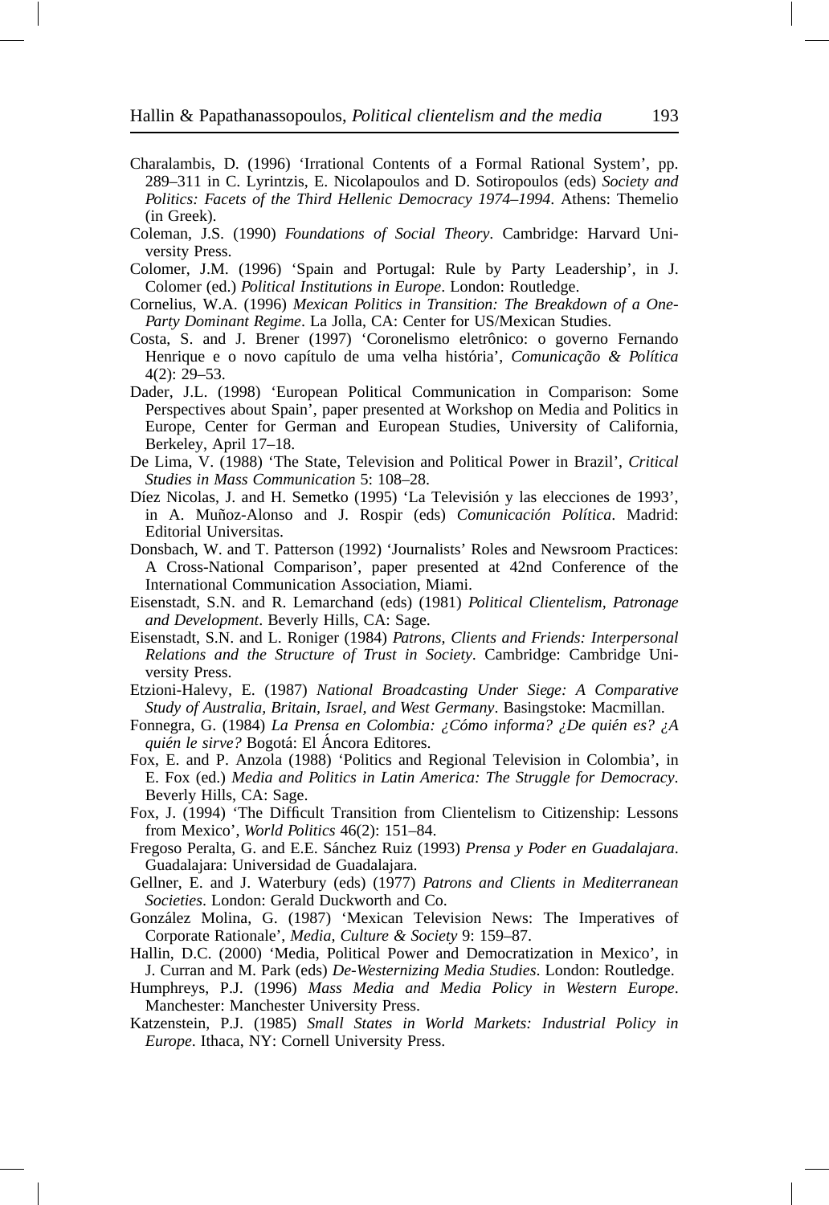Charalambis, D. (1996) 'Irrational Contents of a Formal Rational System', pp. 289–311 in C. Lyrintzis, E. Nicolapoulos and D. Sotiropoulos (eds) *Society and Politics: Facets of the Third Hellenic Democracy 1974–1994*. Athens: Themelio (in Greek).

Coleman, J.S. (1990) *Foundations of Social Theory*. Cambridge: Harvard University Press.

Colomer, J.M. (1996) 'Spain and Portugal: Rule by Party Leadership', in J. Colomer (ed.) *Political Institutions in Europe*. London: Routledge.

Cornelius, W.A. (1996) *Mexican Politics in Transition: The Breakdown of a One-Party Dominant Regime*. La Jolla, CA: Center for US/Mexican Studies.

Costa, S. and J. Brener (1997) 'Coronelismo eletrônico: o governo Fernando Henrique e o novo capítulo de uma velha história', *Comunicação & Política* 4(2): 29–53.

Dader, J.L. (1998) 'European Political Communication in Comparison: Some Perspectives about Spain', paper presented at Workshop on Media and Politics in Europe, Center for German and European Studies, University of California, Berkeley, April 17–18.

De Lima, V. (1988) 'The State, Television and Political Power in Brazil', *Critical Studies in Mass Communication* 5: 108–28.

Díez Nicolas, J. and H. Semetko (1995) 'La Televisión y las elecciones de 1993', in A. Muñoz-Alonso and J. Rospir (eds) *Comunicación Política*. Madrid: Editorial Universitas.

Donsbach, W. and T. Patterson (1992) 'Journalists' Roles and Newsroom Practices: A Cross-National Comparison', paper presented at 42nd Conference of the International Communication Association, Miami.

Eisenstadt, S.N. and R. Lemarchand (eds) (1981) *Political Clientelism, Patronage and Development*. Beverly Hills, CA: Sage.

Eisenstadt, S.N. and L. Roniger (1984) *Patrons, Clients and Friends: Interpersonal Relations and the Structure of Trust in Society*. Cambridge: Cambridge University Press.

Etzioni-Halevy, E. (1987) *National Broadcasting Under Siege: A Comparative Study of Australia, Britain, Israel, and West Germany*. Basingstoke: Macmillan.

Fonnegra, G. (1984) *La Prensa en Colombia: ¿Cómo informa? ¿De quién es? ¿A quién le sirve?* Bogotá: El Áncora Editores.

Fox, E. and P. Anzola (1988) 'Politics and Regional Television in Colombia', in E. Fox (ed.) *Media and Politics in Latin America: The Struggle for Democracy*. Beverly Hills, CA: Sage.

Fox, J. (1994) 'The Difficult Transition from Clientelism to Citizenship: Lessons from Mexico', *World Politics* 46(2): 151–84.

Fregoso Peralta, G. and E.E. Sánchez Ruiz (1993) *Prensa y Poder en Guadalajara*. Guadalajara: Universidad de Guadalajara.

Gellner, E. and J. Waterbury (eds) (1977) *Patrons and Clients in Mediterranean Societies*. London: Gerald Duckworth and Co.

González Molina, G. (1987) 'Mexican Television News: The Imperatives of Corporate Rationale', *Media, Culture & Society* 9: 159–87.

Hallin, D.C. (2000) 'Media, Political Power and Democratization in Mexico', in J. Curran and M. Park (eds) *De-Westernizing Media Studies*. London: Routledge.

Humphreys, P.J. (1996) *Mass Media and Media Policy in Western Europe*. Manchester: Manchester University Press.

Katzenstein, P.J. (1985) *Small States in World Markets: Industrial Policy in Europe*. Ithaca, NY: Cornell University Press.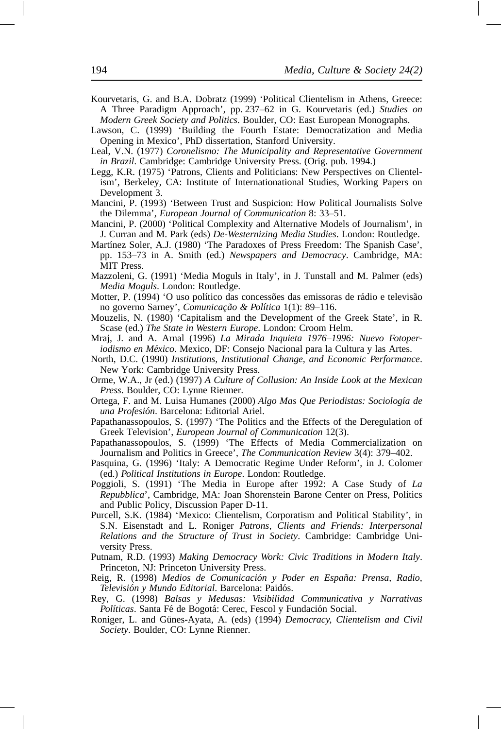Kourvetaris, G. and B.A. Dobratz (1999) 'Political Clientelism in Athens, Greece: A Three Paradigm Approach', pp. 237–62 in G. Kourvetaris (ed.) *Studies on Modern Greek Society and Politics*. Boulder, CO: East European Monographs.

Lawson, C. (1999) 'Building the Fourth Estate: Democratization and Media Opening in Mexico', PhD dissertation, Stanford University.

Leal, V.N. (1977) *Coronelismo: The Municipality and Representative Government in Brazil*. Cambridge: Cambridge University Press. (Orig. pub. 1994.)

Legg, K.R. (1975) 'Patrons, Clients and Politicians: New Perspectives on Clientelism', Berkeley, CA: Institute of Internationational Studies, Working Papers on Development 3.

Mancini, P. (1993) 'Between Trust and Suspicion: How Political Journalists Solve the Dilemma', *European Journal of Communication* 8: 33–51.

Mancini, P. (2000) 'Political Complexity and Alternative Models of Journalism', in J. Curran and M. Park (eds) *De-Westernizing Media Studies*. London: Routledge.

Martínez Soler, A.J. (1980) 'The Paradoxes of Press Freedom: The Spanish Case', pp. 153–73 in A. Smith (ed.) *Newspapers and Democracy*. Cambridge, MA: MIT Press.

Mazzoleni, G. (1991) 'Media Moguls in Italy', in J. Tunstall and M. Palmer (eds) *Media Moguls*. London: Routledge.

Motter, P. (1994) 'O uso político das concessões das emissoras de rádio e televisão no governo Sarney', *Comunicação & Política* 1(1): 89–116.

Mouzelis, N. (1980) 'Capitalism and the Development of the Greek State', in R. Scase (ed.) *The State in Western Europe*. London: Croom Helm.

Mraj, J. and A. Arnal (1996) *La Mirada Inquieta 1976–1996: Nuevo Fotoperiodismo en México*. Mexico, DF: Consejo Nacional para la Cultura y las Artes.

North, D.C. (1990) *Institutions, Institutional Change, and Economic Performance*. New York: Cambridge University Press.

Orme, W.A., Jr (ed.) (1997) *A Culture of Collusion: An Inside Look at the Mexican Press*. Boulder, CO: Lynne Rienner.

Ortega, F. and M. Luisa Humanes (2000) *Algo Mas Que Periodistas: Sociología de una Profesión*. Barcelona: Editorial Ariel.

Papathanassopoulos, S. (1997) 'The Politics and the Effects of the Deregulation of Greek Television', *European Journal of Communication* 12(3).

Papathanassopoulos, S. (1999) 'The Effects of Media Commercialization on Journalism and Politics in Greece', *The Communication Review* 3(4): 379–402.

Pasquina, G. (1996) 'Italy: A Democratic Regime Under Reform', in J. Colomer (ed.) *Political Institutions in Europe*. London: Routledge.

Poggioli, S. (1991) 'The Media in Europe after 1992: A Case Study of *La Repubblica*', Cambridge, MA: Joan Shorenstein Barone Center on Press, Politics and Public Policy, Discussion Paper D-11.

Purcell, S.K. (1984) 'Mexico: Clientelism, Corporatism and Political Stability', in S.N. Eisenstadt and L. Roniger *Patrons, Clients and Friends: Interpersonal Relations and the Structure of Trust in Society*. Cambridge: Cambridge University Press.

Putnam, R.D. (1993) *Making Democracy Work: Civic Traditions in Modern Italy*. Princeton, NJ: Princeton University Press.

Reig, R. (1998) *Medios de Comunicación y Poder en España: Prensa, Radio, Televisión y Mundo Editorial*. Barcelona: Paidós.

Rey, G. (1998) *Balsas y Medusas: Visibilidad Communicativa y Narrativas Políticas*. Santa Fé de Bogotá: Cerec, Fescol y Fundación Social.

Roniger, L. and Günes-Ayata, A. (eds) (1994) *Democracy, Clientelism and Civil Society*. Boulder, CO: Lynne Rienner.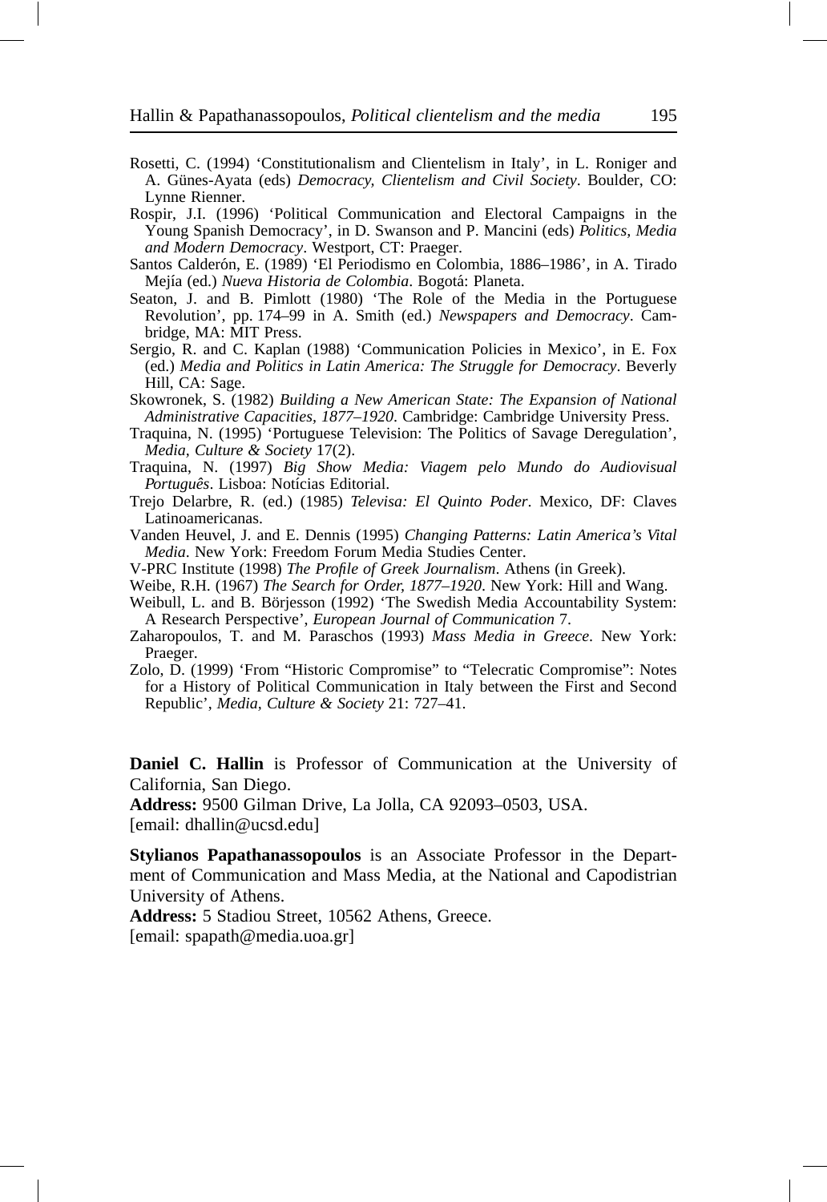Rosetti, C. (1994) 'Constitutionalism and Clientelism in Italy', in L. Roniger and A. Günes-Ayata (eds) *Democracy, Clientelism and Civil Society*. Boulder, CO: Lynne Rienner.

Rospir, J.I. (1996) 'Political Communication and Electoral Campaigns in the Young Spanish Democracy', in D. Swanson and P. Mancini (eds) *Politics, Media and Modern Democracy*. Westport, CT: Praeger.

Santos Calderón, E. (1989) 'El Periodismo en Colombia, 1886–1986', in A. Tirado Mejía (ed.) *Nueva Historia de Colombia*. Bogotá: Planeta.

Seaton, J. and B. Pimlott (1980) 'The Role of the Media in the Portuguese Revolution', pp. 174–99 in A. Smith (ed.) *Newspapers and Democracy*. Cambridge, MA: MIT Press.

Sergio, R. and C. Kaplan (1988) 'Communication Policies in Mexico', in E. Fox (ed.) *Media and Politics in Latin America: The Struggle for Democracy*. Beverly Hill, CA: Sage.

Skowronek, S. (1982) *Building a New American State: The Expansion of National Administrative Capacities, 1877–1920*. Cambridge: Cambridge University Press.

Traquina, N. (1995) 'Portuguese Television: The Politics of Savage Deregulation', *Media, Culture & Society* 17(2).

Traquina, N. (1997) *Big Show Media: Viagem pelo Mundo do Audiovisual Português*. Lisboa: Notícias Editorial.

Trejo Delarbre, R. (ed.) (1985) *Televisa: El Quinto Poder*. Mexico, DF: Claves Latinoamericanas.

Vanden Heuvel, J. and E. Dennis (1995) *Changing Patterns: Latin America's Vital Media*. New York: Freedom Forum Media Studies Center.

V-PRC Institute (1998) *The Profile of Greek Journalism*. Athens (in Greek).

Weibe, R.H. (1967) *The Search for Order, 1877–1920*. New York: Hill and Wang.

Weibull, L. and B. Börjesson (1992) 'The Swedish Media Accountability System: A Research Perspective', *European Journal of Communication* 7.

Zaharopoulos, T. and M. Paraschos (1993) *Mass Media in Greece*. New York: Praeger.

Zolo, D. (1999) 'From "Historic Compromise" to "Telecratic Compromise": Notes for a History of Political Communication in Italy between the First and Second Republic', *Media, Culture & Society* 21: 727–41.

**Daniel C. Hallin** is Professor of Communication at the University of California, San Diego.
**Address:** 9500 Gilman Drive, La Jolla, CA 92093–0503, USA.
[email: dhallin@ucsd.edu]

**Stylianos Papathanassopoulos** is an Associate Professor in the Department of Communication and Mass Media, at the National and Capodistrian University of Athens.
**Address:** 5 Stadiou Street, 10562 Athens, Greece.
[email: spapath@media.uoa.gr]